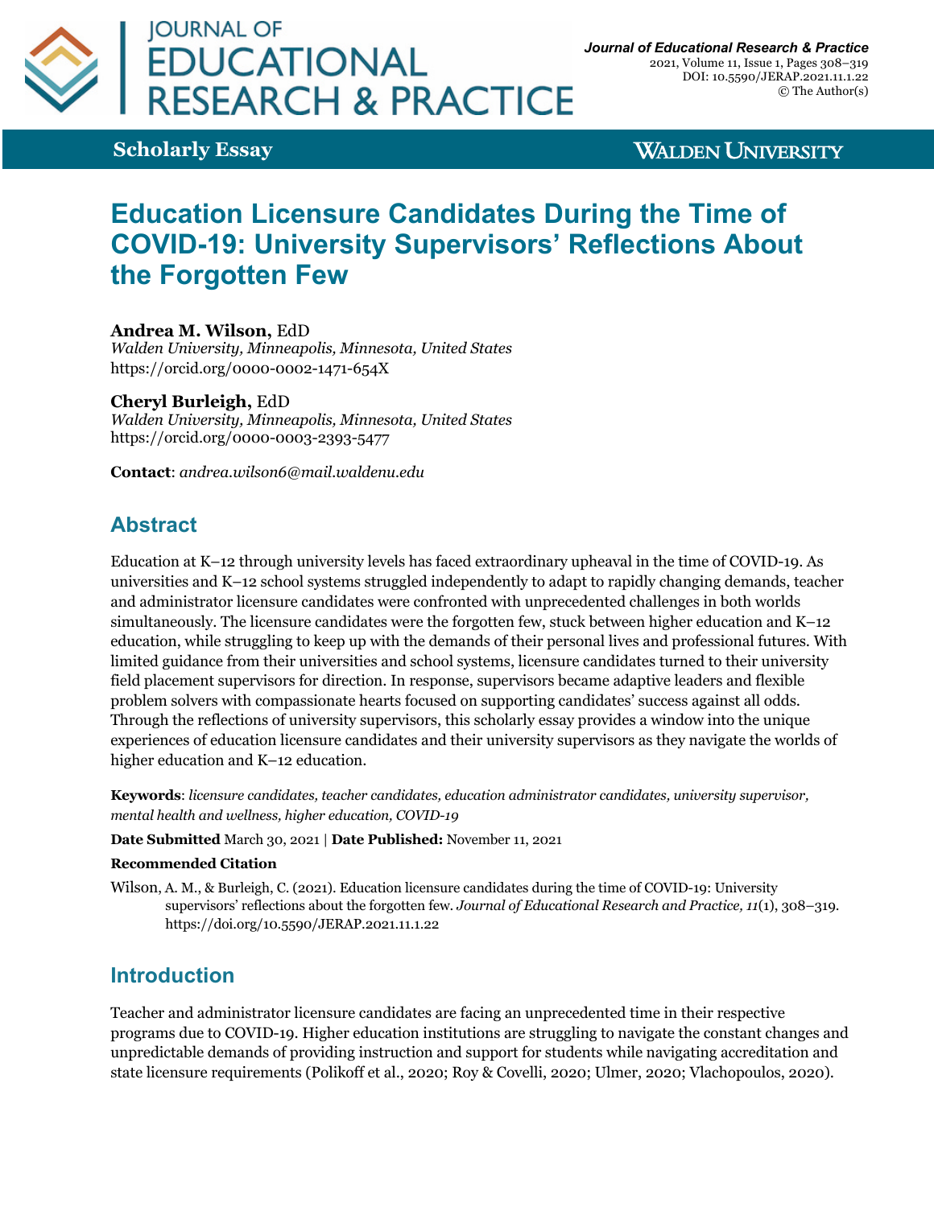**Scholarly Essay**

# Education Licensure Candidates During the Time of COVID-19: University Supervisors' Reflections About the Forgotten Few

**Andrea M. Wilson,** EdD
*Walden University, Minneapolis, Minnesota, United States*
https://orcid.org/0000-0002-1471-654X

**Cheryl Burleigh,** EdD
*Walden University, Minneapolis, Minnesota, United States*
https://orcid.org/0000-0003-2393-5477

**Contact**: *andrea.wilson6@mail.waldenu.edu*

## Abstract

Education at K–12 through university levels has faced extraordinary upheaval in the time of COVID-19. As universities and K–12 school systems struggled independently to adapt to rapidly changing demands, teacher and administrator licensure candidates were confronted with unprecedented challenges in both worlds simultaneously. The licensure candidates were the forgotten few, stuck between higher education and K–12 education, while struggling to keep up with the demands of their personal lives and professional futures. With limited guidance from their universities and school systems, licensure candidates turned to their university field placement supervisors for direction. In response, supervisors became adaptive leaders and flexible problem solvers with compassionate hearts focused on supporting candidates' success against all odds. Through the reflections of university supervisors, this scholarly essay provides a window into the unique experiences of education licensure candidates and their university supervisors as they navigate the worlds of higher education and K–12 education.

**Keywords**: *licensure candidates, teacher candidates, education administrator candidates, university supervisor, mental health and wellness, higher education, COVID-19*

**Date Submitted** March 30, 2021 | **Date Published:** November 11, 2021

**Recommended Citation**

Wilson, A. M., & Burleigh, C. (2021). Education licensure candidates during the time of COVID-19: University supervisors' reflections about the forgotten few. *Journal of Educational Research and Practice, 11*(1), 308–319. https://doi.org/10.5590/JERAP.2021.11.1.22

## Introduction

Teacher and administrator licensure candidates are facing an unprecedented time in their respective programs due to COVID-19. Higher education institutions are struggling to navigate the constant changes and unpredictable demands of providing instruction and support for students while navigating accreditation and state licensure requirements (Polikoff et al., 2020; Roy & Covelli, 2020; Ulmer, 2020; Vlachopoulos, 2020).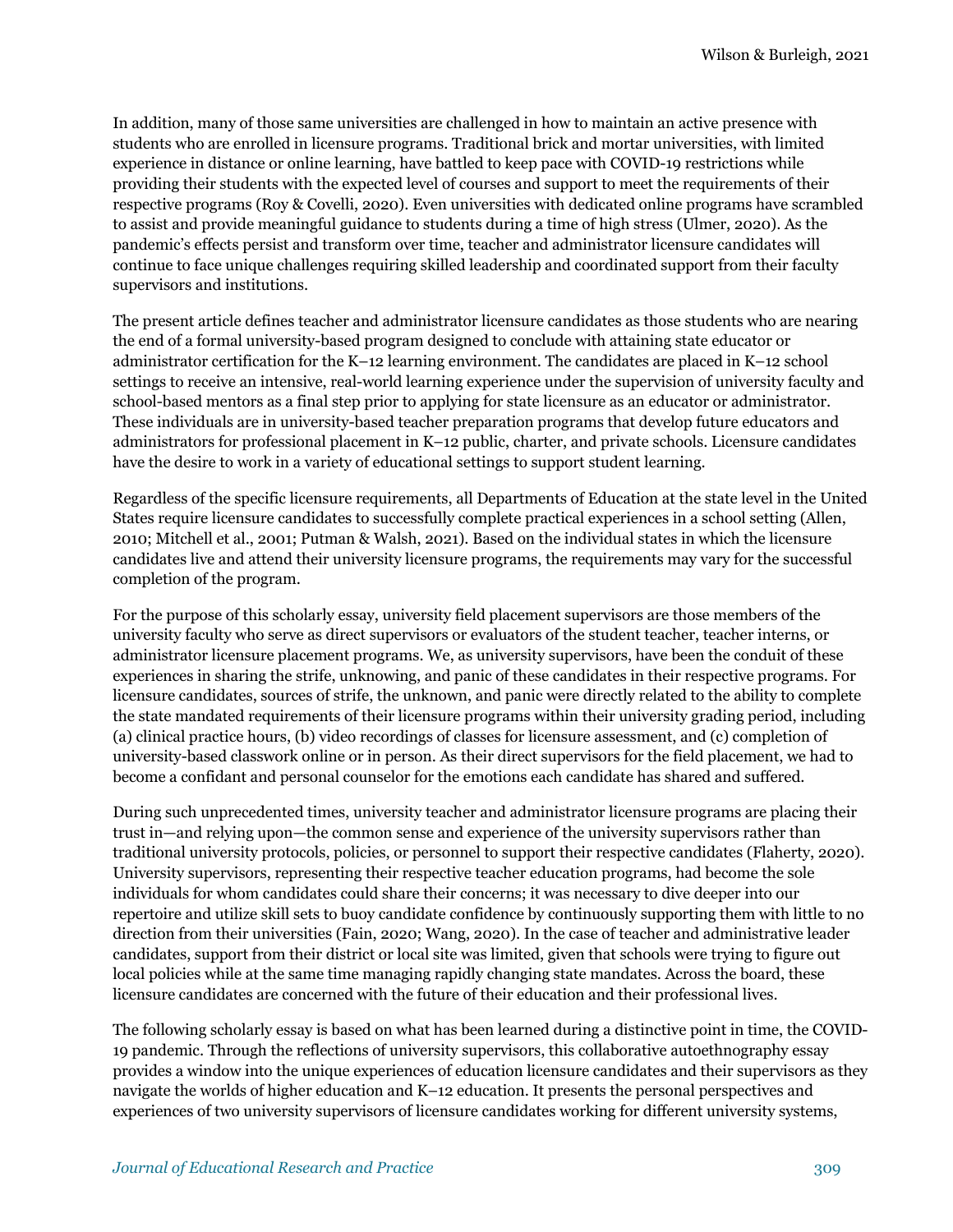In addition, many of those same universities are challenged in how to maintain an active presence with students who are enrolled in licensure programs. Traditional brick and mortar universities, with limited experience in distance or online learning, have battled to keep pace with COVID-19 restrictions while providing their students with the expected level of courses and support to meet the requirements of their respective programs (Roy & Covelli, 2020). Even universities with dedicated online programs have scrambled to assist and provide meaningful guidance to students during a time of high stress (Ulmer, 2020). As the pandemic's effects persist and transform over time, teacher and administrator licensure candidates will continue to face unique challenges requiring skilled leadership and coordinated support from their faculty supervisors and institutions.

The present article defines teacher and administrator licensure candidates as those students who are nearing the end of a formal university-based program designed to conclude with attaining state educator or administrator certification for the K–12 learning environment. The candidates are placed in K–12 school settings to receive an intensive, real-world learning experience under the supervision of university faculty and school-based mentors as a final step prior to applying for state licensure as an educator or administrator. These individuals are in university-based teacher preparation programs that develop future educators and administrators for professional placement in K–12 public, charter, and private schools. Licensure candidates have the desire to work in a variety of educational settings to support student learning.

Regardless of the specific licensure requirements, all Departments of Education at the state level in the United States require licensure candidates to successfully complete practical experiences in a school setting (Allen, 2010; Mitchell et al., 2001; Putman & Walsh, 2021). Based on the individual states in which the licensure candidates live and attend their university licensure programs, the requirements may vary for the successful completion of the program.

For the purpose of this scholarly essay, university field placement supervisors are those members of the university faculty who serve as direct supervisors or evaluators of the student teacher, teacher interns, or administrator licensure placement programs. We, as university supervisors, have been the conduit of these experiences in sharing the strife, unknowing, and panic of these candidates in their respective programs. For licensure candidates, sources of strife, the unknown, and panic were directly related to the ability to complete the state mandated requirements of their licensure programs within their university grading period, including (a) clinical practice hours, (b) video recordings of classes for licensure assessment, and (c) completion of university-based classwork online or in person. As their direct supervisors for the field placement, we had to become a confidant and personal counselor for the emotions each candidate has shared and suffered.

During such unprecedented times, university teacher and administrator licensure programs are placing their trust in—and relying upon—the common sense and experience of the university supervisors rather than traditional university protocols, policies, or personnel to support their respective candidates (Flaherty, 2020). University supervisors, representing their respective teacher education programs, had become the sole individuals for whom candidates could share their concerns; it was necessary to dive deeper into our repertoire and utilize skill sets to buoy candidate confidence by continuously supporting them with little to no direction from their universities (Fain, 2020; Wang, 2020). In the case of teacher and administrative leader candidates, support from their district or local site was limited, given that schools were trying to figure out local policies while at the same time managing rapidly changing state mandates. Across the board, these licensure candidates are concerned with the future of their education and their professional lives.

The following scholarly essay is based on what has been learned during a distinctive point in time, the COVID-19 pandemic. Through the reflections of university supervisors, this collaborative autoethnography essay provides a window into the unique experiences of education licensure candidates and their supervisors as they navigate the worlds of higher education and K–12 education. It presents the personal perspectives and experiences of two university supervisors of licensure candidates working for different university systems,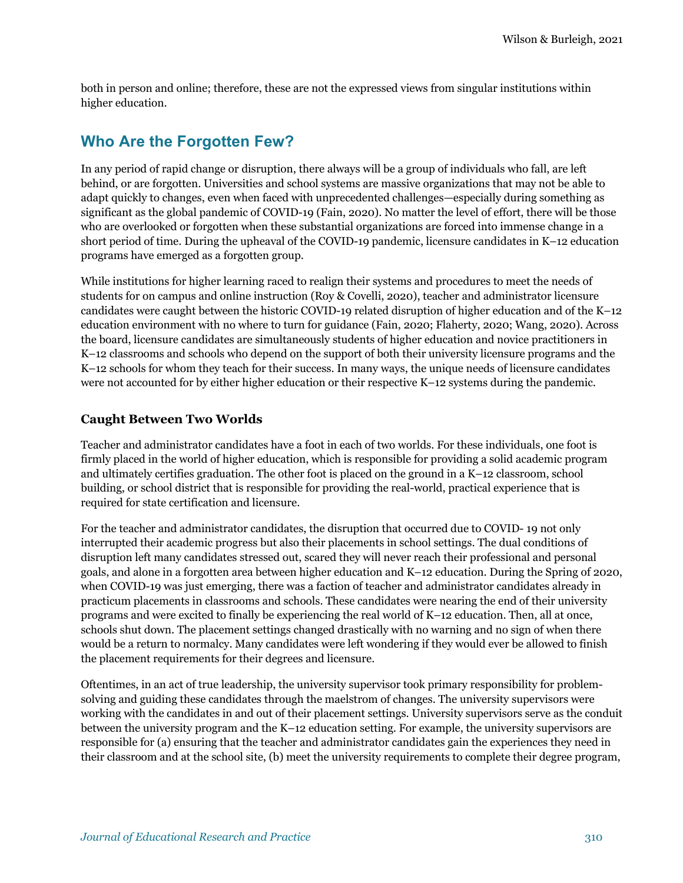both in person and online; therefore, these are not the expressed views from singular institutions within higher education.

## Who Are the Forgotten Few?

In any period of rapid change or disruption, there always will be a group of individuals who fall, are left behind, or are forgotten. Universities and school systems are massive organizations that may not be able to adapt quickly to changes, even when faced with unprecedented challenges—especially during something as significant as the global pandemic of COVID-19 (Fain, 2020). No matter the level of effort, there will be those who are overlooked or forgotten when these substantial organizations are forced into immense change in a short period of time. During the upheaval of the COVID-19 pandemic, licensure candidates in K–12 education programs have emerged as a forgotten group.

While institutions for higher learning raced to realign their systems and procedures to meet the needs of students for on campus and online instruction (Roy & Covelli, 2020), teacher and administrator licensure candidates were caught between the historic COVID-19 related disruption of higher education and of the K–12 education environment with no where to turn for guidance (Fain, 2020; Flaherty, 2020; Wang, 2020). Across the board, licensure candidates are simultaneously students of higher education and novice practitioners in K–12 classrooms and schools who depend on the support of both their university licensure programs and the K–12 schools for whom they teach for their success. In many ways, the unique needs of licensure candidates were not accounted for by either higher education or their respective K–12 systems during the pandemic.

### Caught Between Two Worlds

Teacher and administrator candidates have a foot in each of two worlds. For these individuals, one foot is firmly placed in the world of higher education, which is responsible for providing a solid academic program and ultimately certifies graduation. The other foot is placed on the ground in a K–12 classroom, school building, or school district that is responsible for providing the real-world, practical experience that is required for state certification and licensure.

For the teacher and administrator candidates, the disruption that occurred due to COVID- 19 not only interrupted their academic progress but also their placements in school settings. The dual conditions of disruption left many candidates stressed out, scared they will never reach their professional and personal goals, and alone in a forgotten area between higher education and K–12 education. During the Spring of 2020, when COVID-19 was just emerging, there was a faction of teacher and administrator candidates already in practicum placements in classrooms and schools. These candidates were nearing the end of their university programs and were excited to finally be experiencing the real world of K–12 education. Then, all at once, schools shut down. The placement settings changed drastically with no warning and no sign of when there would be a return to normalcy. Many candidates were left wondering if they would ever be allowed to finish the placement requirements for their degrees and licensure.

Oftentimes, in an act of true leadership, the university supervisor took primary responsibility for problem-solving and guiding these candidates through the maelstrom of changes. The university supervisors were working with the candidates in and out of their placement settings. University supervisors serve as the conduit between the university program and the K–12 education setting. For example, the university supervisors are responsible for (a) ensuring that the teacher and administrator candidates gain the experiences they need in their classroom and at the school site, (b) meet the university requirements to complete their degree program,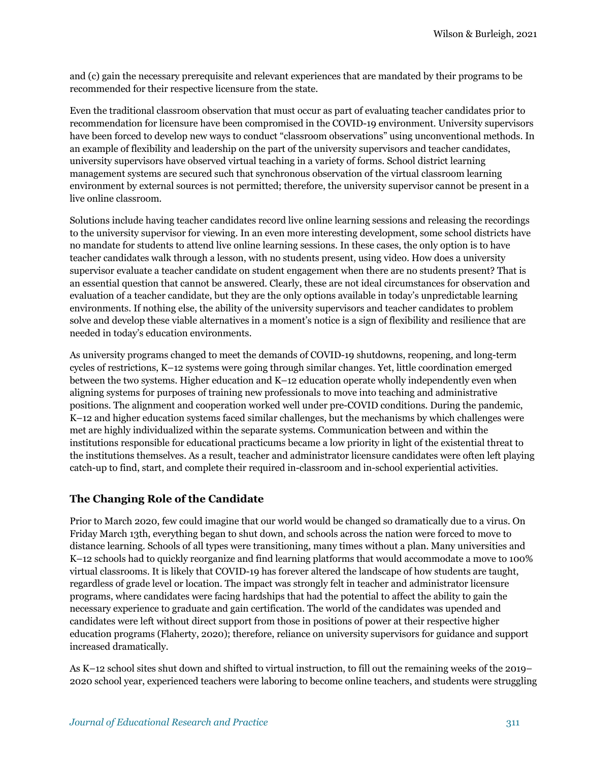and (c) gain the necessary prerequisite and relevant experiences that are mandated by their programs to be recommended for their respective licensure from the state.

Even the traditional classroom observation that must occur as part of evaluating teacher candidates prior to recommendation for licensure have been compromised in the COVID-19 environment. University supervisors have been forced to develop new ways to conduct "classroom observations" using unconventional methods. In an example of flexibility and leadership on the part of the university supervisors and teacher candidates, university supervisors have observed virtual teaching in a variety of forms. School district learning management systems are secured such that synchronous observation of the virtual classroom learning environment by external sources is not permitted; therefore, the university supervisor cannot be present in a live online classroom.

Solutions include having teacher candidates record live online learning sessions and releasing the recordings to the university supervisor for viewing. In an even more interesting development, some school districts have no mandate for students to attend live online learning sessions. In these cases, the only option is to have teacher candidates walk through a lesson, with no students present, using video. How does a university supervisor evaluate a teacher candidate on student engagement when there are no students present? That is an essential question that cannot be answered. Clearly, these are not ideal circumstances for observation and evaluation of a teacher candidate, but they are the only options available in today's unpredictable learning environments. If nothing else, the ability of the university supervisors and teacher candidates to problem solve and develop these viable alternatives in a moment's notice is a sign of flexibility and resilience that are needed in today's education environments.

As university programs changed to meet the demands of COVID-19 shutdowns, reopening, and long-term cycles of restrictions, K–12 systems were going through similar changes. Yet, little coordination emerged between the two systems. Higher education and K–12 education operate wholly independently even when aligning systems for purposes of training new professionals to move into teaching and administrative positions. The alignment and cooperation worked well under pre-COVID conditions. During the pandemic, K–12 and higher education systems faced similar challenges, but the mechanisms by which challenges were met are highly individualized within the separate systems. Communication between and within the institutions responsible for educational practicums became a low priority in light of the existential threat to the institutions themselves. As a result, teacher and administrator licensure candidates were often left playing catch-up to find, start, and complete their required in-classroom and in-school experiential activities.

## The Changing Role of the Candidate

Prior to March 2020, few could imagine that our world would be changed so dramatically due to a virus. On Friday March 13th, everything began to shut down, and schools across the nation were forced to move to distance learning. Schools of all types were transitioning, many times without a plan. Many universities and K–12 schools had to quickly reorganize and find learning platforms that would accommodate a move to 100% virtual classrooms. It is likely that COVID-19 has forever altered the landscape of how students are taught, regardless of grade level or location. The impact was strongly felt in teacher and administrator licensure programs, where candidates were facing hardships that had the potential to affect the ability to gain the necessary experience to graduate and gain certification. The world of the candidates was upended and candidates were left without direct support from those in positions of power at their respective higher education programs (Flaherty, 2020); therefore, reliance on university supervisors for guidance and support increased dramatically.

As K–12 school sites shut down and shifted to virtual instruction, to fill out the remaining weeks of the 2019–2020 school year, experienced teachers were laboring to become online teachers, and students were struggling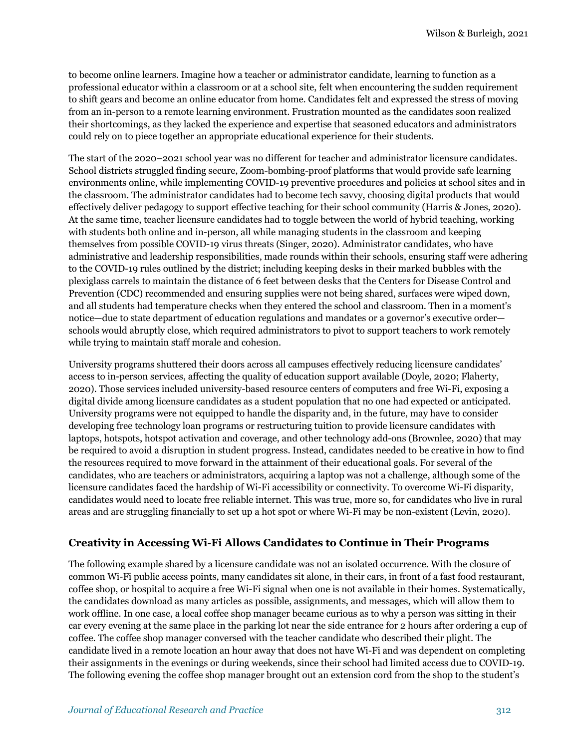to become online learners. Imagine how a teacher or administrator candidate, learning to function as a professional educator within a classroom or at a school site, felt when encountering the sudden requirement to shift gears and become an online educator from home. Candidates felt and expressed the stress of moving from an in-person to a remote learning environment. Frustration mounted as the candidates soon realized their shortcomings, as they lacked the experience and expertise that seasoned educators and administrators could rely on to piece together an appropriate educational experience for their students.

The start of the 2020–2021 school year was no different for teacher and administrator licensure candidates. School districts struggled finding secure, Zoom-bombing-proof platforms that would provide safe learning environments online, while implementing COVID-19 preventive procedures and policies at school sites and in the classroom. The administrator candidates had to become tech savvy, choosing digital products that would effectively deliver pedagogy to support effective teaching for their school community (Harris & Jones, 2020). At the same time, teacher licensure candidates had to toggle between the world of hybrid teaching, working with students both online and in-person, all while managing students in the classroom and keeping themselves from possible COVID-19 virus threats (Singer, 2020). Administrator candidates, who have administrative and leadership responsibilities, made rounds within their schools, ensuring staff were adhering to the COVID-19 rules outlined by the district; including keeping desks in their marked bubbles with the plexiglass carrels to maintain the distance of 6 feet between desks that the Centers for Disease Control and Prevention (CDC) recommended and ensuring supplies were not being shared, surfaces were wiped down, and all students had temperature checks when they entered the school and classroom. Then in a moment's notice—due to state department of education regulations and mandates or a governor's executive order—schools would abruptly close, which required administrators to pivot to support teachers to work remotely while trying to maintain staff morale and cohesion.

University programs shuttered their doors across all campuses effectively reducing licensure candidates' access to in-person services, affecting the quality of education support available (Doyle, 2020; Flaherty, 2020). Those services included university-based resource centers of computers and free Wi-Fi, exposing a digital divide among licensure candidates as a student population that no one had expected or anticipated. University programs were not equipped to handle the disparity and, in the future, may have to consider developing free technology loan programs or restructuring tuition to provide licensure candidates with laptops, hotspots, hotspot activation and coverage, and other technology add-ons (Brownlee, 2020) that may be required to avoid a disruption in student progress. Instead, candidates needed to be creative in how to find the resources required to move forward in the attainment of their educational goals. For several of the candidates, who are teachers or administrators, acquiring a laptop was not a challenge, although some of the licensure candidates faced the hardship of Wi-Fi accessibility or connectivity. To overcome Wi-Fi disparity, candidates would need to locate free reliable internet. This was true, more so, for candidates who live in rural areas and are struggling financially to set up a hot spot or where Wi-Fi may be non-existent (Levin, 2020).

### Creativity in Accessing Wi-Fi Allows Candidates to Continue in Their Programs

The following example shared by a licensure candidate was not an isolated occurrence. With the closure of common Wi-Fi public access points, many candidates sit alone, in their cars, in front of a fast food restaurant, coffee shop, or hospital to acquire a free Wi-Fi signal when one is not available in their homes. Systematically, the candidates download as many articles as possible, assignments, and messages, which will allow them to work offline. In one case, a local coffee shop manager became curious as to why a person was sitting in their car every evening at the same place in the parking lot near the side entrance for 2 hours after ordering a cup of coffee. The coffee shop manager conversed with the teacher candidate who described their plight. The candidate lived in a remote location an hour away that does not have Wi-Fi and was dependent on completing their assignments in the evenings or during weekends, since their school had limited access due to COVID-19. The following evening the coffee shop manager brought out an extension cord from the shop to the student's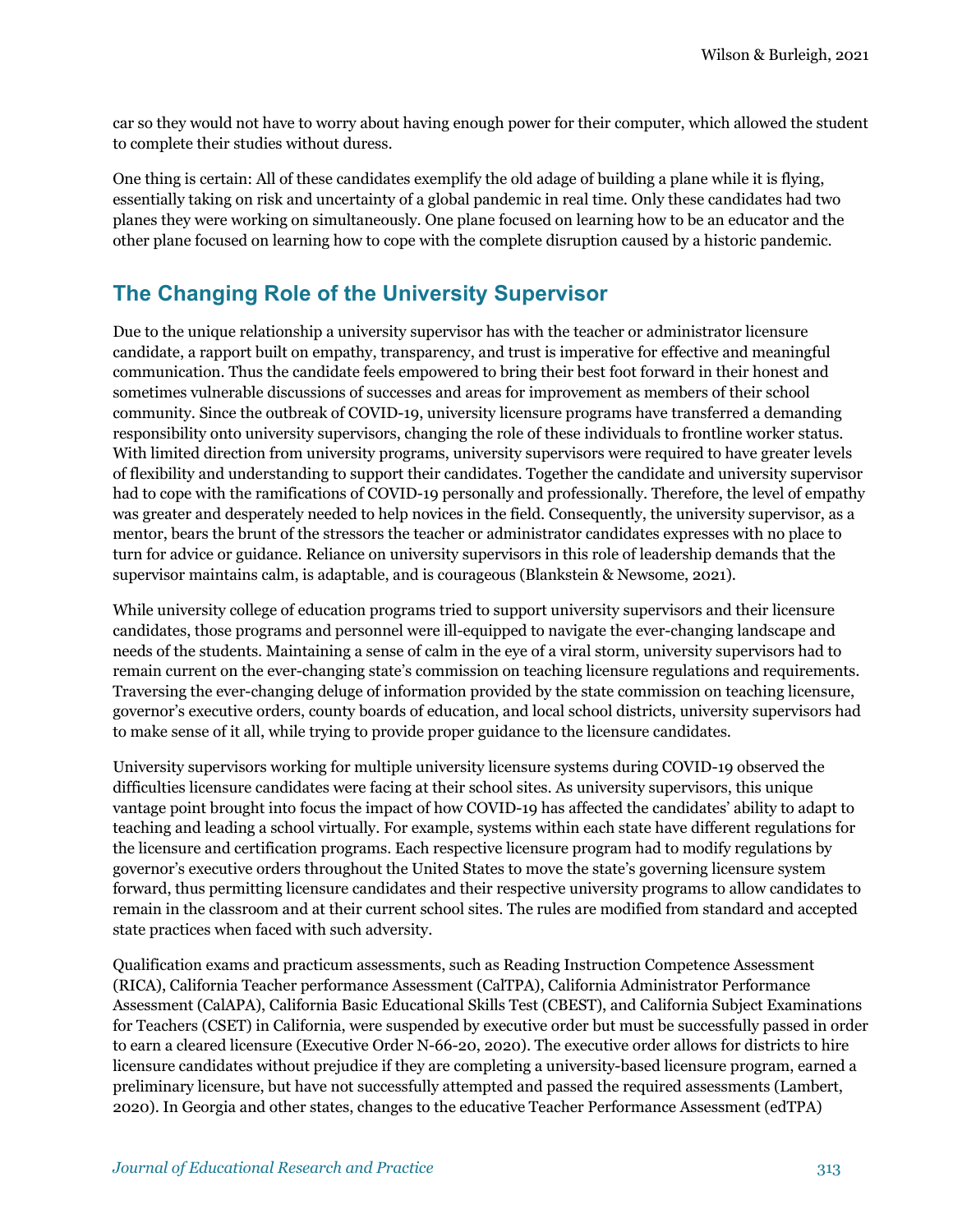car so they would not have to worry about having enough power for their computer, which allowed the student to complete their studies without duress.

One thing is certain: All of these candidates exemplify the old adage of building a plane while it is flying, essentially taking on risk and uncertainty of a global pandemic in real time. Only these candidates had two planes they were working on simultaneously. One plane focused on learning how to be an educator and the other plane focused on learning how to cope with the complete disruption caused by a historic pandemic.

## The Changing Role of the University Supervisor

Due to the unique relationship a university supervisor has with the teacher or administrator licensure candidate, a rapport built on empathy, transparency, and trust is imperative for effective and meaningful communication. Thus the candidate feels empowered to bring their best foot forward in their honest and sometimes vulnerable discussions of successes and areas for improvement as members of their school community. Since the outbreak of COVID-19, university licensure programs have transferred a demanding responsibility onto university supervisors, changing the role of these individuals to frontline worker status. With limited direction from university programs, university supervisors were required to have greater levels of flexibility and understanding to support their candidates. Together the candidate and university supervisor had to cope with the ramifications of COVID-19 personally and professionally. Therefore, the level of empathy was greater and desperately needed to help novices in the field. Consequently, the university supervisor, as a mentor, bears the brunt of the stressors the teacher or administrator candidates expresses with no place to turn for advice or guidance. Reliance on university supervisors in this role of leadership demands that the supervisor maintains calm, is adaptable, and is courageous (Blankstein & Newsome, 2021).

While university college of education programs tried to support university supervisors and their licensure candidates, those programs and personnel were ill-equipped to navigate the ever-changing landscape and needs of the students. Maintaining a sense of calm in the eye of a viral storm, university supervisors had to remain current on the ever-changing state's commission on teaching licensure regulations and requirements. Traversing the ever-changing deluge of information provided by the state commission on teaching licensure, governor's executive orders, county boards of education, and local school districts, university supervisors had to make sense of it all, while trying to provide proper guidance to the licensure candidates.

University supervisors working for multiple university licensure systems during COVID-19 observed the difficulties licensure candidates were facing at their school sites. As university supervisors, this unique vantage point brought into focus the impact of how COVID-19 has affected the candidates' ability to adapt to teaching and leading a school virtually. For example, systems within each state have different regulations for the licensure and certification programs. Each respective licensure program had to modify regulations by governor's executive orders throughout the United States to move the state's governing licensure system forward, thus permitting licensure candidates and their respective university programs to allow candidates to remain in the classroom and at their current school sites. The rules are modified from standard and accepted state practices when faced with such adversity.

Qualification exams and practicum assessments, such as Reading Instruction Competence Assessment (RICA), California Teacher performance Assessment (CalTPA), California Administrator Performance Assessment (CalAPA), California Basic Educational Skills Test (CBEST), and California Subject Examinations for Teachers (CSET) in California, were suspended by executive order but must be successfully passed in order to earn a cleared licensure (Executive Order N-66-20, 2020). The executive order allows for districts to hire licensure candidates without prejudice if they are completing a university-based licensure program, earned a preliminary licensure, but have not successfully attempted and passed the required assessments (Lambert, 2020). In Georgia and other states, changes to the educative Teacher Performance Assessment (edTPA)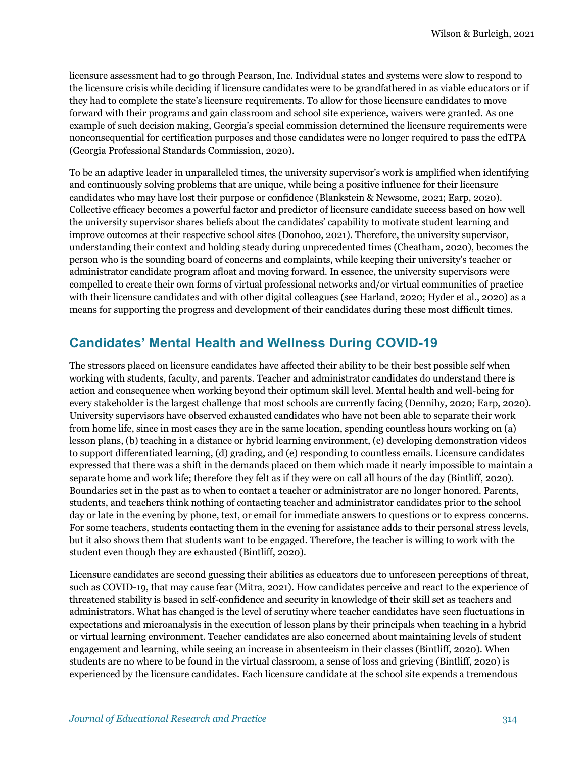licensure assessment had to go through Pearson, Inc. Individual states and systems were slow to respond to the licensure crisis while deciding if licensure candidates were to be grandfathered in as viable educators or if they had to complete the state's licensure requirements. To allow for those licensure candidates to move forward with their programs and gain classroom and school site experience, waivers were granted. As one example of such decision making, Georgia's special commission determined the licensure requirements were nonconsequential for certification purposes and those candidates were no longer required to pass the edTPA (Georgia Professional Standards Commission, 2020).

To be an adaptive leader in unparalleled times, the university supervisor's work is amplified when identifying and continuously solving problems that are unique, while being a positive influence for their licensure candidates who may have lost their purpose or confidence (Blankstein & Newsome, 2021; Earp, 2020). Collective efficacy becomes a powerful factor and predictor of licensure candidate success based on how well the university supervisor shares beliefs about the candidates' capability to motivate student learning and improve outcomes at their respective school sites (Donohoo, 2021). Therefore, the university supervisor, understanding their context and holding steady during unprecedented times (Cheatham, 2020), becomes the person who is the sounding board of concerns and complaints, while keeping their university's teacher or administrator candidate program afloat and moving forward. In essence, the university supervisors were compelled to create their own forms of virtual professional networks and/or virtual communities of practice with their licensure candidates and with other digital colleagues (see Harland, 2020; Hyder et al., 2020) as a means for supporting the progress and development of their candidates during these most difficult times.

## Candidates' Mental Health and Wellness During COVID-19

The stressors placed on licensure candidates have affected their ability to be their best possible self when working with students, faculty, and parents. Teacher and administrator candidates do understand there is action and consequence when working beyond their optimum skill level. Mental health and well-being for every stakeholder is the largest challenge that most schools are currently facing (Dennihy, 2020; Earp, 2020). University supervisors have observed exhausted candidates who have not been able to separate their work from home life, since in most cases they are in the same location, spending countless hours working on (a) lesson plans, (b) teaching in a distance or hybrid learning environment, (c) developing demonstration videos to support differentiated learning, (d) grading, and (e) responding to countless emails. Licensure candidates expressed that there was a shift in the demands placed on them which made it nearly impossible to maintain a separate home and work life; therefore they felt as if they were on call all hours of the day (Bintliff, 2020). Boundaries set in the past as to when to contact a teacher or administrator are no longer honored. Parents, students, and teachers think nothing of contacting teacher and administrator candidates prior to the school day or late in the evening by phone, text, or email for immediate answers to questions or to express concerns. For some teachers, students contacting them in the evening for assistance adds to their personal stress levels, but it also shows them that students want to be engaged. Therefore, the teacher is willing to work with the student even though they are exhausted (Bintliff, 2020).

Licensure candidates are second guessing their abilities as educators due to unforeseen perceptions of threat, such as COVID-19, that may cause fear (Mitra, 2021). How candidates perceive and react to the experience of threatened stability is based in self-confidence and security in knowledge of their skill set as teachers and administrators. What has changed is the level of scrutiny where teacher candidates have seen fluctuations in expectations and microanalysis in the execution of lesson plans by their principals when teaching in a hybrid or virtual learning environment. Teacher candidates are also concerned about maintaining levels of student engagement and learning, while seeing an increase in absenteeism in their classes (Bintliff, 2020). When students are no where to be found in the virtual classroom, a sense of loss and grieving (Bintliff, 2020) is experienced by the licensure candidates. Each licensure candidate at the school site expends a tremendous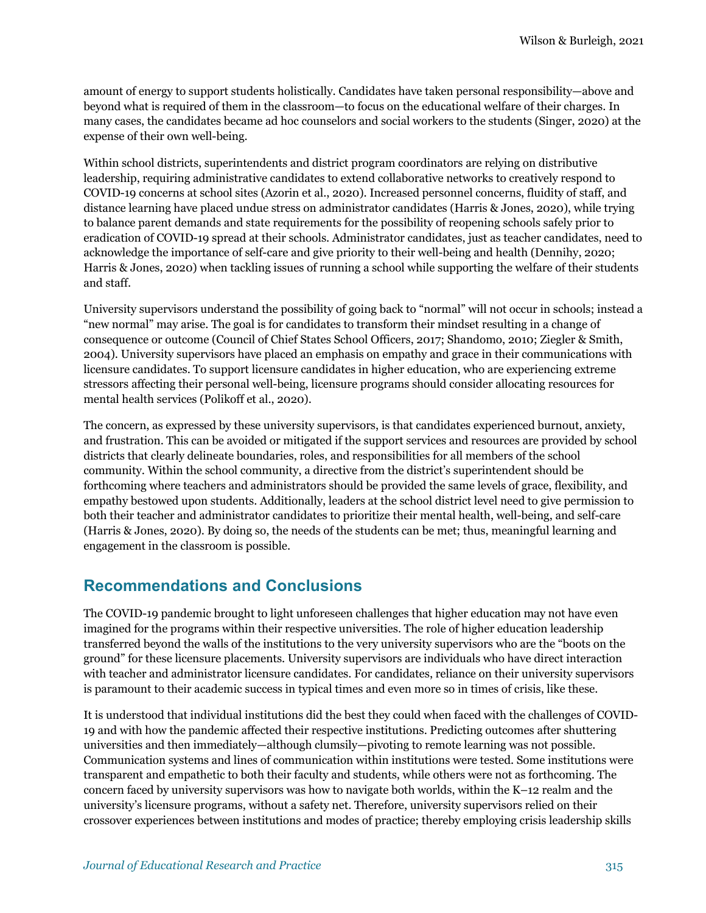amount of energy to support students holistically. Candidates have taken personal responsibility—above and beyond what is required of them in the classroom—to focus on the educational welfare of their charges. In many cases, the candidates became ad hoc counselors and social workers to the students (Singer, 2020) at the expense of their own well-being.

Within school districts, superintendents and district program coordinators are relying on distributive leadership, requiring administrative candidates to extend collaborative networks to creatively respond to COVID-19 concerns at school sites (Azorin et al., 2020). Increased personnel concerns, fluidity of staff, and distance learning have placed undue stress on administrator candidates (Harris & Jones, 2020), while trying to balance parent demands and state requirements for the possibility of reopening schools safely prior to eradication of COVID-19 spread at their schools. Administrator candidates, just as teacher candidates, need to acknowledge the importance of self-care and give priority to their well-being and health (Dennihy, 2020; Harris & Jones, 2020) when tackling issues of running a school while supporting the welfare of their students and staff.

University supervisors understand the possibility of going back to "normal" will not occur in schools; instead a "new normal" may arise. The goal is for candidates to transform their mindset resulting in a change of consequence or outcome (Council of Chief States School Officers, 2017; Shandomo, 2010; Ziegler & Smith, 2004). University supervisors have placed an emphasis on empathy and grace in their communications with licensure candidates. To support licensure candidates in higher education, who are experiencing extreme stressors affecting their personal well-being, licensure programs should consider allocating resources for mental health services (Polikoff et al., 2020).

The concern, as expressed by these university supervisors, is that candidates experienced burnout, anxiety, and frustration. This can be avoided or mitigated if the support services and resources are provided by school districts that clearly delineate boundaries, roles, and responsibilities for all members of the school community. Within the school community, a directive from the district's superintendent should be forthcoming where teachers and administrators should be provided the same levels of grace, flexibility, and empathy bestowed upon students. Additionally, leaders at the school district level need to give permission to both their teacher and administrator candidates to prioritize their mental health, well-being, and self-care (Harris & Jones, 2020). By doing so, the needs of the students can be met; thus, meaningful learning and engagement in the classroom is possible.

## Recommendations and Conclusions

The COVID-19 pandemic brought to light unforeseen challenges that higher education may not have even imagined for the programs within their respective universities. The role of higher education leadership transferred beyond the walls of the institutions to the very university supervisors who are the "boots on the ground" for these licensure placements. University supervisors are individuals who have direct interaction with teacher and administrator licensure candidates. For candidates, reliance on their university supervisors is paramount to their academic success in typical times and even more so in times of crisis, like these.

It is understood that individual institutions did the best they could when faced with the challenges of COVID-19 and with how the pandemic affected their respective institutions. Predicting outcomes after shuttering universities and then immediately—although clumsily—pivoting to remote learning was not possible. Communication systems and lines of communication within institutions were tested. Some institutions were transparent and empathetic to both their faculty and students, while others were not as forthcoming. The concern faced by university supervisors was how to navigate both worlds, within the K–12 realm and the university's licensure programs, without a safety net. Therefore, university supervisors relied on their crossover experiences between institutions and modes of practice; thereby employing crisis leadership skills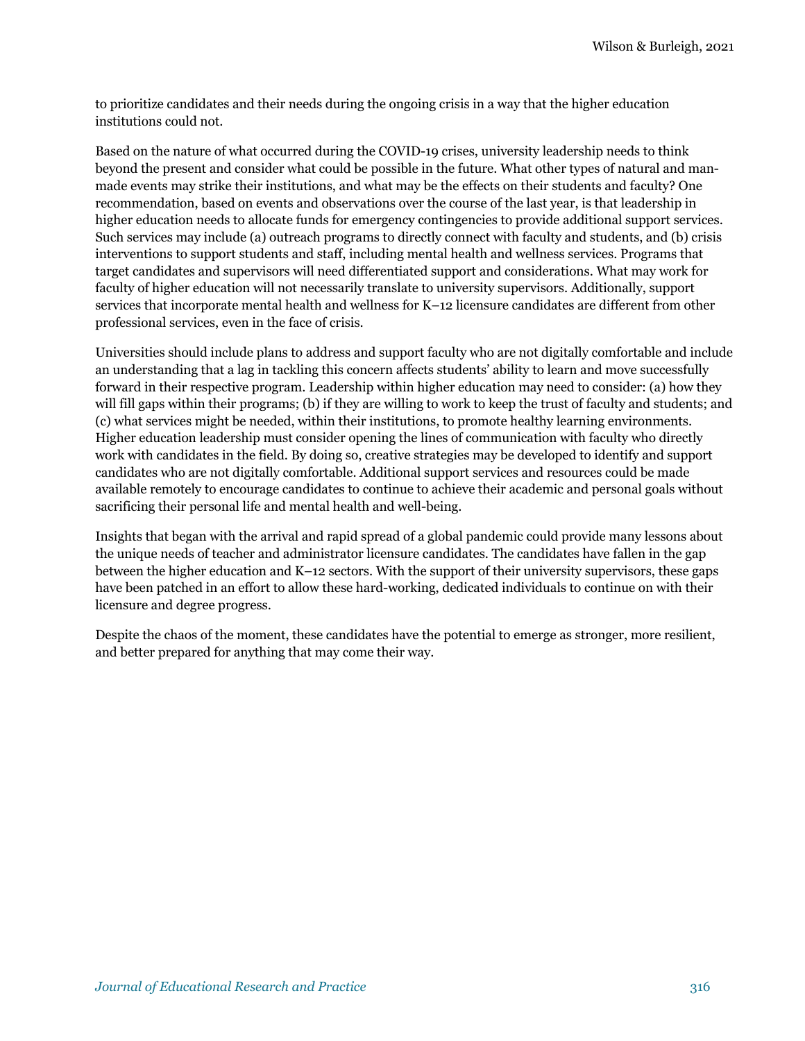to prioritize candidates and their needs during the ongoing crisis in a way that the higher education institutions could not.

Based on the nature of what occurred during the COVID-19 crises, university leadership needs to think beyond the present and consider what could be possible in the future. What other types of natural and man-made events may strike their institutions, and what may be the effects on their students and faculty? One recommendation, based on events and observations over the course of the last year, is that leadership in higher education needs to allocate funds for emergency contingencies to provide additional support services. Such services may include (a) outreach programs to directly connect with faculty and students, and (b) crisis interventions to support students and staff, including mental health and wellness services. Programs that target candidates and supervisors will need differentiated support and considerations. What may work for faculty of higher education will not necessarily translate to university supervisors. Additionally, support services that incorporate mental health and wellness for K–12 licensure candidates are different from other professional services, even in the face of crisis.

Universities should include plans to address and support faculty who are not digitally comfortable and include an understanding that a lag in tackling this concern affects students' ability to learn and move successfully forward in their respective program. Leadership within higher education may need to consider: (a) how they will fill gaps within their programs; (b) if they are willing to work to keep the trust of faculty and students; and (c) what services might be needed, within their institutions, to promote healthy learning environments. Higher education leadership must consider opening the lines of communication with faculty who directly work with candidates in the field. By doing so, creative strategies may be developed to identify and support candidates who are not digitally comfortable. Additional support services and resources could be made available remotely to encourage candidates to continue to achieve their academic and personal goals without sacrificing their personal life and mental health and well-being.

Insights that began with the arrival and rapid spread of a global pandemic could provide many lessons about the unique needs of teacher and administrator licensure candidates. The candidates have fallen in the gap between the higher education and K–12 sectors. With the support of their university supervisors, these gaps have been patched in an effort to allow these hard-working, dedicated individuals to continue on with their licensure and degree progress.

Despite the chaos of the moment, these candidates have the potential to emerge as stronger, more resilient, and better prepared for anything that may come their way.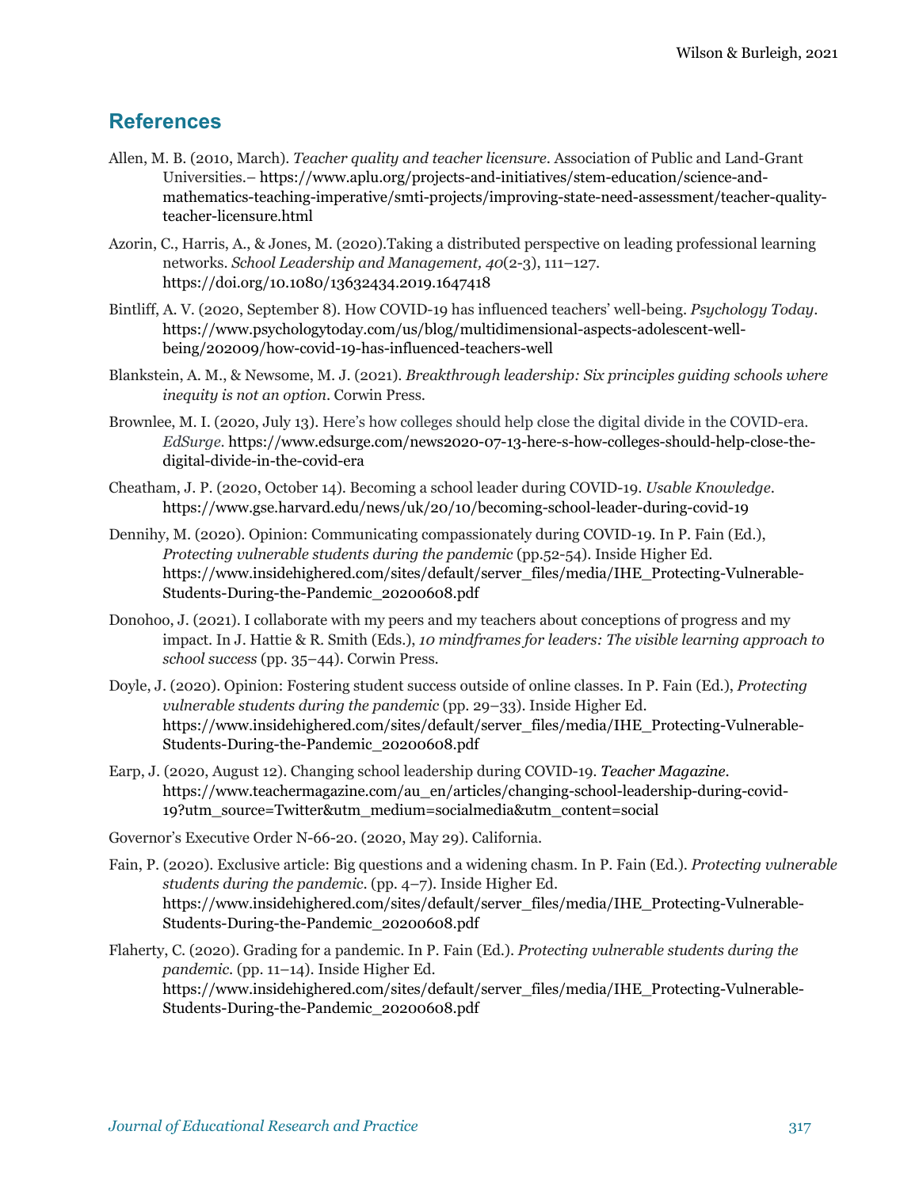## References

Allen, M. B. (2010, March). *Teacher quality and teacher licensure*. Association of Public and Land-Grant Universities.– https://www.aplu.org/projects-and-initiatives/stem-education/science-and-mathematics-teaching-imperative/smti-projects/improving-state-need-assessment/teacher-quality-teacher-licensure.html

Azorin, C., Harris, A., & Jones, M. (2020).Taking a distributed perspective on leading professional learning networks. *School Leadership and Management, 40*(2-3), 111–127. https://doi.org/10.1080/13632434.2019.1647418

Bintliff, A. V. (2020, September 8). How COVID-19 has influenced teachers' well-being. *Psychology Today*. https://www.psychologytoday.com/us/blog/multidimensional-aspects-adolescent-well-being/202009/how-covid-19-has-influenced-teachers-well

Blankstein, A. M., & Newsome, M. J. (2021). *Breakthrough leadership: Six principles guiding schools where inequity is not an option*. Corwin Press.

Brownlee, M. I. (2020, July 13). Here's how colleges should help close the digital divide in the COVID-era. *EdSurge*. https://www.edsurge.com/news2020-07-13-here-s-how-colleges-should-help-close-the-digital-divide-in-the-covid-era

Cheatham, J. P. (2020, October 14). Becoming a school leader during COVID-19. *Usable Knowledge*. https://www.gse.harvard.edu/news/uk/20/10/becoming-school-leader-during-covid-19

Dennihy, M. (2020). Opinion: Communicating compassionately during COVID-19. In P. Fain (Ed.), *Protecting vulnerable students during the pandemic* (pp.52-54). Inside Higher Ed. https://www.insidehighered.com/sites/default/server_files/media/IHE_Protecting-Vulnerable-Students-During-the-Pandemic_20200608.pdf

Donohoo, J. (2021). I collaborate with my peers and my teachers about conceptions of progress and my impact. In J. Hattie & R. Smith (Eds.), *10 mindframes for leaders: The visible learning approach to school success* (pp. 35–44). Corwin Press.

Doyle, J. (2020). Opinion: Fostering student success outside of online classes. In P. Fain (Ed.), *Protecting vulnerable students during the pandemic* (pp. 29–33). Inside Higher Ed. https://www.insidehighered.com/sites/default/server_files/media/IHE_Protecting-Vulnerable-Students-During-the-Pandemic_20200608.pdf

Earp, J. (2020, August 12). Changing school leadership during COVID-19. *Teacher Magazine*. https://www.teachermagazine.com/au_en/articles/changing-school-leadership-during-covid-19?utm_source=Twitter&utm_medium=socialmedia&utm_content=social

Governor's Executive Order N-66-20. (2020, May 29). California.

Fain, P. (2020). Exclusive article: Big questions and a widening chasm. In P. Fain (Ed.). *Protecting vulnerable students during the pandemic*. (pp. 4–7). Inside Higher Ed. https://www.insidehighered.com/sites/default/server_files/media/IHE_Protecting-Vulnerable-Students-During-the-Pandemic_20200608.pdf

Flaherty, C. (2020). Grading for a pandemic. In P. Fain (Ed.). *Protecting vulnerable students during the pandemic*. (pp. 11–14). Inside Higher Ed. https://www.insidehighered.com/sites/default/server_files/media/IHE_Protecting-Vulnerable-Students-During-the-Pandemic_20200608.pdf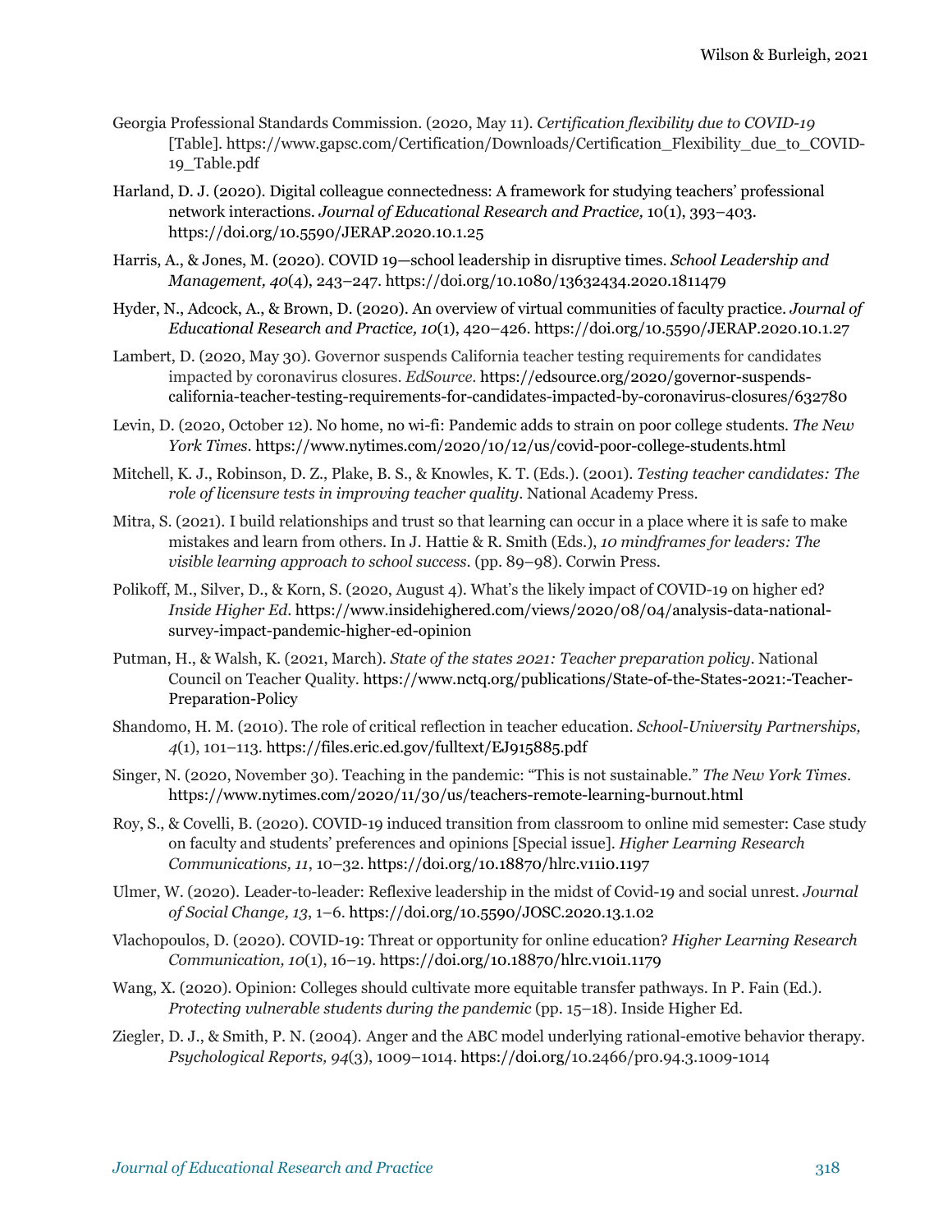Georgia Professional Standards Commission. (2020, May 11). *Certification flexibility due to COVID-19* [Table]. https://www.gapsc.com/Certification/Downloads/Certification_Flexibility_due_to_COVID-19_Table.pdf

Harland, D. J. (2020). Digital colleague connectedness: A framework for studying teachers' professional network interactions. *Journal of Educational Research and Practice,* 10(1), 393–403. https://doi.org/10.5590/JERAP.2020.10.1.25

Harris, A., & Jones, M. (2020). COVID 19—school leadership in disruptive times. *School Leadership and Management, 40*(4), 243–247. https://doi.org/10.1080/13632434.2020.1811479

Hyder, N., Adcock, A., & Brown, D. (2020). An overview of virtual communities of faculty practice. *Journal of Educational Research and Practice, 10*(1), 420–426. https://doi.org/10.5590/JERAP.2020.10.1.27

Lambert, D. (2020, May 30). Governor suspends California teacher testing requirements for candidates impacted by coronavirus closures. *EdSource*. https://edsource.org/2020/governor-suspends-california-teacher-testing-requirements-for-candidates-impacted-by-coronavirus-closures/632780

Levin, D. (2020, October 12). No home, no wi-fi: Pandemic adds to strain on poor college students. *The New York Times*. https://www.nytimes.com/2020/10/12/us/covid-poor-college-students.html

Mitchell, K. J., Robinson, D. Z., Plake, B. S., & Knowles, K. T. (Eds.). (2001). *Testing teacher candidates: The role of licensure tests in improving teacher quality*. National Academy Press.

Mitra, S. (2021). I build relationships and trust so that learning can occur in a place where it is safe to make mistakes and learn from others. In J. Hattie & R. Smith (Eds.), *10 mindframes for leaders: The visible learning approach to school success*. (pp. 89–98). Corwin Press.

Polikoff, M., Silver, D., & Korn, S. (2020, August 4). What's the likely impact of COVID-19 on higher ed? *Inside Higher Ed*. https://www.insidehighered.com/views/2020/08/04/analysis-data-national-survey-impact-pandemic-higher-ed-opinion

Putman, H., & Walsh, K. (2021, March). *State of the states 2021: Teacher preparation policy*. National Council on Teacher Quality. https://www.nctq.org/publications/State-of-the-States-2021:-Teacher-Preparation-Policy

Shandomo, H. M. (2010). The role of critical reflection in teacher education. *School-University Partnerships, 4*(1), 101–113. https://files.eric.ed.gov/fulltext/EJ915885.pdf

Singer, N. (2020, November 30). Teaching in the pandemic: "This is not sustainable." *The New York Times*. https://www.nytimes.com/2020/11/30/us/teachers-remote-learning-burnout.html

Roy, S., & Covelli, B. (2020). COVID-19 induced transition from classroom to online mid semester: Case study on faculty and students' preferences and opinions [Special issue]. *Higher Learning Research Communications, 11*, 10–32. https://doi.org/10.18870/hlrc.v11i0.1197

Ulmer, W. (2020). Leader-to-leader: Reflexive leadership in the midst of Covid-19 and social unrest. *Journal of Social Change, 13*, 1–6. https://doi.org/10.5590/JOSC.2020.13.1.02

Vlachopoulos, D. (2020). COVID-19: Threat or opportunity for online education? *Higher Learning Research Communication, 10*(1), 16–19. https://doi.org/10.18870/hlrc.v10i1.1179

Wang, X. (2020). Opinion: Colleges should cultivate more equitable transfer pathways. In P. Fain (Ed.). *Protecting vulnerable students during the pandemic* (pp. 15–18). Inside Higher Ed.

Ziegler, D. J., & Smith, P. N. (2004). Anger and the ABC model underlying rational-emotive behavior therapy. *Psychological Reports, 94*(3), 1009–1014. https://doi.org/10.2466/pr0.94.3.1009-1014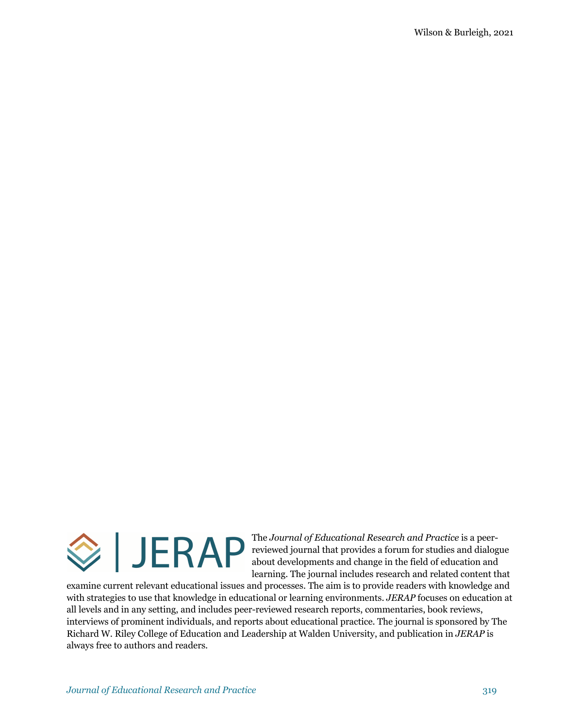JERAP

The *Journal of Educational Research and Practice* is a peer-reviewed journal that provides a forum for studies and dialogue about developments and change in the field of education and learning. The journal includes research and related content that examine current relevant educational issues and processes. The aim is to provide readers with knowledge and with strategies to use that knowledge in educational or learning environments. *JERAP* focuses on education at all levels and in any setting, and includes peer-reviewed research reports, commentaries, book reviews, interviews of prominent individuals, and reports about educational practice. The journal is sponsored by The Richard W. Riley College of Education and Leadership at Walden University, and publication in *JERAP* is always free to authors and readers.